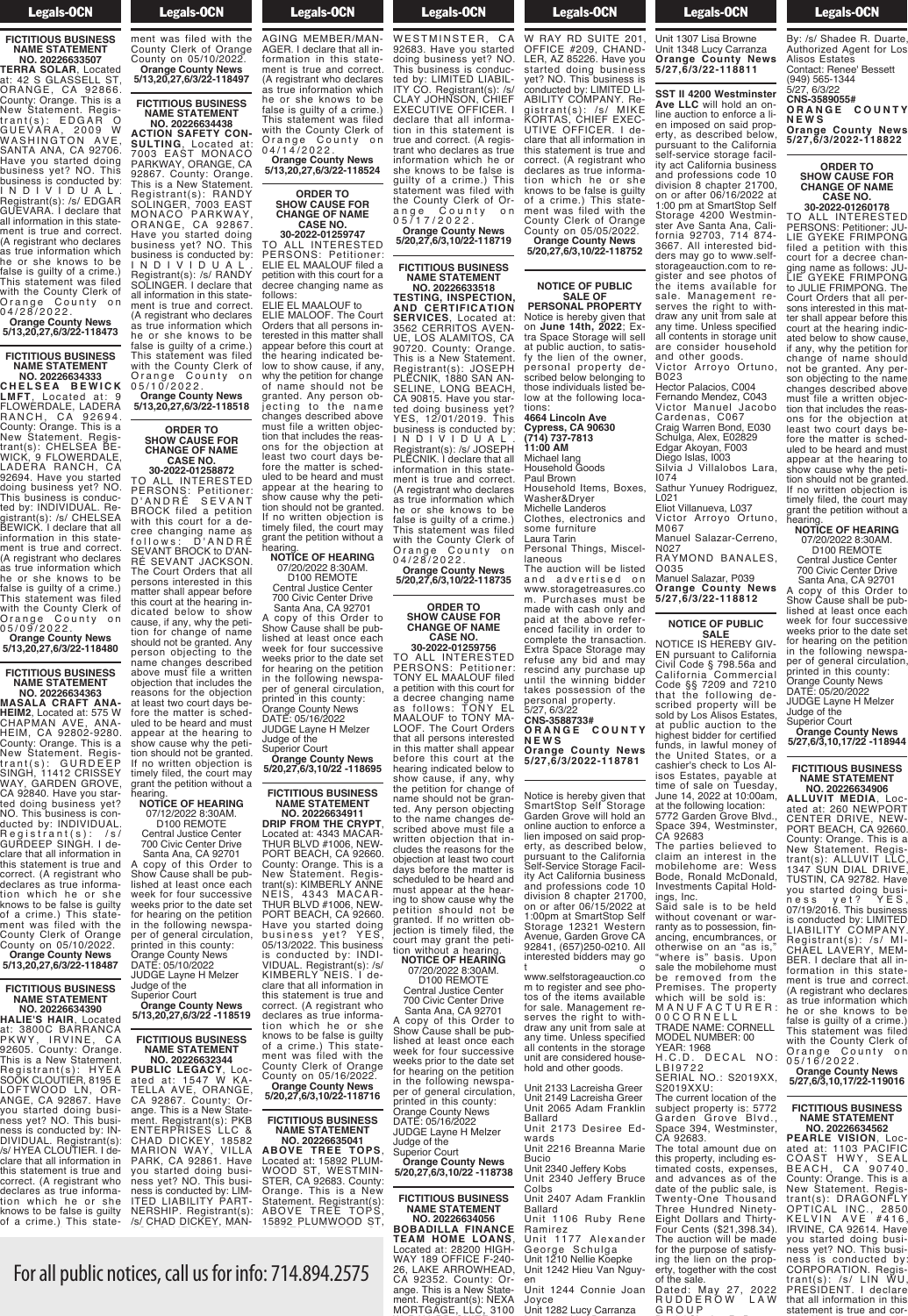**FICTITIOUS BUSINESS NAME STATEMENT**
**NO. 20226633507**

**TERRA SOLAR**, Located at: 42 S GLASSELL ST, ORANGE, CA 92866. County: Orange. This is a New Statement. Registrant(s): EDGAR O GUEVARA, 2009 W WASHINGTON AVE, SANTA ANA, CA 92706. Have you started doing business yet? NO. This business is conducted by: INDIVIDUAL. Registrant(s): /s/ EDGAR GUEVARA. I declare that all information in this statement is true and correct. (A registrant who declares as true information which he or she knows to be false is guilty of a crime.) This statement was filed with the County Clerk of Orange County on 04/28/2022.

**Orange County News 5/13,20,27,6/3/22-118473**

**FICTITIOUS BUSINESS NAME STATEMENT**
**NO. 20226634333**

**CHELSEA BEWICK LMFT**, Located at: 9 FLOWERDALE, LADERA RANCH, CA 92694. County: Orange. This is a New Statement. Registrant(s): CHELSEA BEWICK, 9 FLOWERDALE, LADERA RANCH, CA 92694. Have you started doing business yet? NO. This business is conducted by: INDIVIDUAL. Registrant(s): /s/ CHELSEA BEWICK. I declare that all information in this statement is true and correct. (A registrant who declares as true information which he or she knows to be false is guilty of a crime.) This statement was filed with the County Clerk of Orange County on 05/09/2022.

**Orange County News 5/13,20,27,6/3/22-118480**

**FICTITIOUS BUSINESS NAME STATEMENT**
**NO. 20226634363**

**MASALA CRAFT ANAHEIM2**, Located at: 575 W CHAPMAN AVE, ANAHEIM, CA 92802-9280. County: Orange. This is a New Statement. Registrant(s): GURDEEP SINGH, 11412 CRISSEY WAY, GARDEN GROVE, CA 92840. Have you started doing business yet? NO. This business is conducted by: INDIVIDUAL. Registrant(s): /s/ GURDEEP SINGH. I declare that all information in this statement is true and correct. (A registrant who declares as true information which he or she knows to be false is guilty of a crime.) This statement was filed with the County Clerk of Orange County on 05/10/2022.

**Orange County News 5/13,20,27,6/3/22-118487**

**FICTITIOUS BUSINESS NAME STATEMENT**
**NO. 20226634390**

**HALIE'S HAIR**, Located at: 3800C BARRANCA PKWY, IRVINE, CA 92605. County: Orange. This is a New Statement. Registrant(s): HYEA SOOK CLOUTIER, 8195 E LOFTWOOD LN, ORANGE, CA 92867. Have you started doing business yet? NO. This business is conducted by: INDIVIDUAL. Registrant(s): /s/ HYEA CLOUTIER. I declare that all information in this statement is true and correct. (A registrant who declares as true information which he or she knows to be false is guilty of a crime.) This statement was filed with the County Clerk of Orange County on 05/10/2022.

**Orange County News 5/13,20,27,6/3/22-118497**

**FICTITIOUS BUSINESS NAME STATEMENT**
**NO. 20226634438**

**ACTION SAFETY CONSULTING**, Located at: 7003 EAST MONACO PARKWAY, ORANGE, CA 92867. County: Orange. This is a New Statement. Registrant(s): RANDY SOLINGER, 7003 EAST MONACO PARKWAY, ORANGE, CA 92867. Have you started doing business yet? NO. This business is conducted by: INDIVIDUAL. Registrant(s): /s/ RANDY SOLINGER. I declare that all information in this statement is true and correct. (A registrant who declares as true information which he or she knows to be false is guilty of a crime.) This statement was filed with the County Clerk of Orange County on 05/10/2022.

**Orange County News 5/13,20,27,6/3/22-118518**

**ORDER TO SHOW CAUSE FOR CHANGE OF NAME**
**CASE NO. 30-2022-01258872**

TO ALL INTERESTED PERSONS: Petitioner: D'ANDRE SEVANT BROCK filed a petition with this court for a decree changing name as follows: D'ANDRE SEVANT BROCK to D'ANDRÉ SEVANT JACKSON. The Court Orders that all persons interested in this matter shall appear before this court at the hearing indicated below to show cause, if any, why the petition for change of name should not be granted. Any person objecting to the name changes described above must file a written objection that includes the reasons for the objection at least two court days before the matter is scheduled to be heard and must appear at the hearing to show cause why the petition should not be granted. If no written objection is timely filed, the court may grant the petition without a hearing.

**NOTICE OF HEARING**
07/12/2022 8:30AM.
D100 REMOTE
Central Justice Center
700 Civic Center Drive
Santa Ana, CA 92701

A copy of this Order to Show Cause shall be published at least once each week for four successive weeks prior to the date set for hearing on the petition in the following newspaper of general circulation, printed in this county: Orange County News
DATE: 05/10/2022
JUDGE Layne H Melzer
Judge of the Superior Court

**Orange County News 5/13,20,27,6/3/22 -118519**

**FICTITIOUS BUSINESS NAME STATEMENT**
**NO. 20226632344**

**PUBLIC LEGACY**, Located at: 1547 W KATELLA AVE, ORANGE, CA 92867. County: Orange. This is a New Statement. Registrant(s): PKB ENTERPRISES LLC & CHAD DICKEY, 18582 MARION WAY, VILLA PARK, CA 92861. Have you started doing business yet? NO. This business is conducted by: LIMITED LIABILITY PARTNERSHIP. Registrant(s): /s/ CHAD DICKEY, MANAGING MEMBER/MANAGER. I declare that all information in this statement is true and correct. (A registrant who declares as true information which he or she knows to be false is guilty of a crime.) This statement was filed with the County Clerk of Orange County on 04/14/2022.

**Orange County News 5/13,20,27,6/3/22-118524**

**ORDER TO SHOW CAUSE FOR CHANGE OF NAME**
**CASE NO. 30-2022-01259747**

TO ALL INTERESTED PERSONS: Petitioner: ELIE EL MAALOUF filed a petition with this court for a decree changing name as follows: ELIE EL MAALOUF to ELIE MALOOF. The Court Orders that all persons interested in this matter shall appear before this court at the hearing indicated below to show cause, if any, why the petition for change of name should not be granted. Any person objecting to the name changes described above must file a written objection that includes the reasons for the objection at least two court days before the matter is scheduled to be heard and must appear at the hearing to show cause why the petition should not be granted. If no written objection is timely filed, the court may grant the petition without a hearing.

**NOTICE OF HEARING**
07/20/2022 8:30AM.
D100 REMOTE
Central Justice Center
700 Civic Center Drive
Santa Ana, CA 92701

A copy of this Order to Show Cause shall be published at least once each week for four successive weeks prior to the date set for hearing on the petition in the following newspaper of general circulation, printed in this county: Orange County News
DATE: 05/16/2022
JUDGE Layne H Melzer
Judge of the Superior Court

**Orange County News 5/20,27,6/3,10/22 -118695**

**FICTITIOUS BUSINESS NAME STATEMENT**
**NO. 20226634911**

**DRIP FROM THE CRYPT**, Located at: 4343 MACARTHUR BLVD #1006, NEWPORT BEACH, CA 92660. County: Orange. This is a New Statement. Registrant(s): KIMBERLY ANNE NEIS, 4343 MACARTHUR BLVD #1006, NEWPORT BEACH, CA 92660. Have you started doing business yet? YES, 05/13/2022. This business is conducted by: INDIVIDUAL. Registrant(s): /s/ KIMBERLY NEIS. I declare that all information in this statement is true and correct. (A registrant who declares as true information which he or she knows to be false is guilty of a crime.) This statement was filed with the County Clerk of Orange County on 05/16/2022.

**Orange County News 5/20,27,6/3,10/22-118716**

**FICTITIOUS BUSINESS NAME STATEMENT**
**NO. 20226635041**

**ABOVE TREE TOPS**, Located at: 15892 PLUMWOOD ST, WESTMINSTER, CA 92683. County: Orange. This is a New Statement. Registrant(s): ABOVE TREE TOPS, 15892 PLUMWOOD ST, WESTMINSTER, CA 92683. Have you started doing business yet? NO. This business is conducted by: LIMITED LIABILITY CO. Registrant(s): /s/ CLAY JOHNSON, CHIEF EXECUTIVE OFFICER. I declare that all information in this statement is true and correct. (A registrant who declares as true information which he or she knows to be false is guilty of a crime.) This statement was filed with the County Clerk of Orange County on 05/17/2022.

**Orange County News 5/20,27,6/3,10/22-118719**

**FICTITIOUS BUSINESS NAME STATEMENT**
**NO. 20226633518**

**TESTING, INSPECTION, AND CERTIFICATION SERVICES**, Located at: 3562 CERRITOS AVENUE, LOS ALAMITOS, CA 90720. County: Orange. This is a New Statement. Registrant(s): JOSEPH PLECNIK, 1880 SAN ANSELINE, LONG BEACH, CA 90815. Have you started doing business yet? YES, 12/01/2019. This business is conducted by: INDIVIDUAL. Registrant(s): /s/ JOSEPH PLECNIK. I declare that all information in this statement is true and correct. (A registrant who declares as true information which he or she knows to be false is guilty of a crime.) This statement was filed with the County Clerk of Orange County on 04/28/2022.

**Orange County News 5/20,27,6/3,10/22-118735**

**ORDER TO SHOW CAUSE FOR CHANGE OF NAME**
**CASE NO. 30-2022-01259756**

TO ALL INTERESTED PERSONS: Petitioner: TONY EL MAALOUF filed a petition with this court for a decree changing name as follows: TONY EL MAALOUF to TONY MALOOF. The Court Orders that all persons interested in this matter shall appear before this court at the hearing indicated below to show cause, if any, why the petition for change of name should not be granted. Any person objecting to the name changes described above must file a written objection that includes the reasons for the objection at least two court days before the matter is scheduled to be heard and must appear at the hearing to show cause why the petition should not be granted. If no written objection is timely filed, the court may grant the petition without a hearing.

**NOTICE OF HEARING**
07/20/2022 8:30AM.
D100 REMOTE
Central Justice Center
700 Civic Center Drive
Santa Ana, CA 92701

A copy of this Order to Show Cause shall be published at least once each week for four successive weeks prior to the date set for hearing on the petition in the following newspaper of general circulation, printed in this county: Orange County News
DATE: 05/16/2022
JUDGE Layne H Melzer
Judge of the Superior Court

**Orange County News 5/20,27,6/3,10/22 -118738**

**FICTITIOUS BUSINESS NAME STATEMENT**
**NO. 20226634056**

**BOBADILLA FINANCE TEAM HOME LOANS**, Located at: 28200 HIGHWAY 189 OFFICE F-240-26, LAKE ARROWHEAD, CA 92352. County: Orange. This is a New Statement. Registrant(s): NEXA MORTGAGE, LLC, 3100 W RAY RD SUITE 201, OFFICE #209, CHANDLER, AZ 85226. Have you started doing business yet? NO. This business is conducted by: LIMITED LIABILITY COMPANY. Registrant(s): /s/ MIKE KORTAS, CHIEF EXECUTIVE OFFICER. I declare that all information in this statement is true and correct. (A registrant who declares as true information which he or she knows to be false is guilty of a crime.) This statement was filed with the County Clerk of Orange County on 05/05/2022.

**Orange County News 5/20,27,6/3,10/22-118752**

**NOTICE OF PUBLIC SALE OF PERSONAL PROPERTY**

Notice is hereby given that on **June 14th, 2022**; Extra Space Storage will sell at public auction, to satisfy the lien of the owner, personal property described below belonging to those individuals listed below at the following locations:

**4664 Lincoln Ave**
**Cypress, CA 90630**
**(714) 737-7813**
**11:00 AM**

Michael lang
Household Goods
Paul Brown
Household Items, Boxes, Washer&Dryer
Michelle Landeros
Clothes, electronics and some furniture
Laura Tarin
Personal Things, Miscellaneous

The auction will be listed and advertised on www.storagetreasures.com. Purchases must be made with cash only and paid at the above referenced facility in order to complete the transaction. Extra Space Storage may refuse any bid and may rescind any purchase up until the winning bidder takes possession of the personal property.
5/27, 6/3/22
CNS-3588733#
**ORANGE COUNTY NEWS**
**Orange County News 5/27,6/3/2022-118781**

Notice is hereby given that SmartStop Self Storage Garden Grove will hold an online auction to enforce a lien imposed on said property, as described below, pursuant to the California Self-Service Storage Facility Act California business and professions code 21700 division 8 chapter 21700, on or after 06/15/2022 at 1:00pm at SmartStop Self Storage 12321 Western Avenue, Garden Grove CA 92841, (657)250-0210. All interested bidders may go to www.selfstorageauction.com to register and see photos of the items available for sale. Management reserves the right to withdraw any unit from sale at any time. Unless specified all contents in the storage unit are considered household and other goods.

Unit 2133 Lacreisha Greer
Unit 2149 Lacreisha Greer
Unit 2065 Adam Franklin Ballard
Unit 2173 Desiree Edwards
Unit 2216 Breanna Marie Bucio
Unit 2340 Jeffery Kobs
Unit 2340 Jeffery Bruce Cobs
Unit 2407 Adam Franklin Ballard
Unit 1106 Ruby Rene Ramirez
Unit 1177 Alexander George Schulga
Unit 1210 Nellie Koepke
Unit 1242 Hieu Van Nguyen
Unit 1244 Connie Joan Joyce
Unit 1282 Lucy Carranza
Unit 1307 Lisa Browne
Unit 1348 Lucy Carranza

**Orange County News 5/27,6/3/22-118811**

**SST II 4200 Westminster Ave LLC** will hold an online auction to enforce a lien imposed on said property, as described below, pursuant to the California self-service storage facility act California business and professions code 10 division 8 chapter 21700, on or after 06/16/2022 at 1:00 pm at SmartStop Self Storage 4200 Westminster Ave Santa Ana, California 92703, 714 874-3667. All interested bidders may go to www.selfstorageauction.com to register and see photos of the items available for sale. Management reserves the right to withdraw any unit from sale at any time. Unless specified all contents in storage unit are consider household and other goods.

Victor Arroyo Ortuno, B023
Hector Palacios, C004
Fernando Mendez, C043
Victor Manuel Jacobo Cardenas, C067
Craig Warren Bond, E030
Schulga, Alex, E02829
Edgar Akoyan, F003
Diego Islas, I003
Silvia J Villalobos Lara, I074
Sathur Yunuey Rodriguez, L021
Eliot Villanueva, L037
Victor Arroyo Ortuno, M067
Manuel Salazar-Cerreno, N027
RAYMOND BANALES, O035
Manuel Salazar, P039

**Orange County News 5/27,6/3/22-118812**

**NOTICE OF PUBLIC SALE**

NOTICE IS HEREBY GIVEN pursuant to California Civil Code § 798.56a and California Commercial Code §§ 7209 and 7210 that the following described property will be sold by Los Alisos Estates, at public auction to the highest bidder for certified funds, in lawful money of the United States, or a cashier's check to Los Alisos Estates, payable at time of sale on Tuesday, June 14, 2022 at 10:00am, at the following location: 5772 Garden Grove Blvd., Space 394, Westminster, CA 92683

The parties believed to claim an interest in the mobilehome are: Wess Bode, Ronald McDonald, Investments Capital Holdings, Inc.

Said sale is to be held without covenant or warranty as to possession, financing, encumbrances, or otherwise on an "as is," "where is" basis. Upon sale the mobilehome must be removed from the Premises. The property which will be sold is:
MANUFACTURER: OOCONNELL
TRADE NAME: CORNELL
MODEL NUMBER: 00
YEAR: 1968
H.C.D. DECAL NO: LBI9722
SERIAL NO.: S2019XX, S2019XXU:

The current location of the subject property is: 5772 Garden Grove Blvd., Space 394, Westminster, CA 92683.

The total amount due on this property, including estimated costs, expenses, and advances as of the date of the public sale, is Twenty-One Thousand Three Hundred Ninety-Eight Dollars and Thirty-Four Cents ($21,398.34). The auction will be made for the purpose of satisfying the lien on the property, together with the cost of the sale.

Dated: May 27, 2022
RUDDEROW LAW GROUP
By: /s/ Shadee R. Duarte, Authorized Agent for Los Alisos Estates
Contact: Renee' Bessett
(949) 565-1344
5/27, 6/3/22
CNS-3589055#
**ORANGE COUNTY NEWS**
**Orange County News 5/27,6/3/22-118822**

**ORDER TO SHOW CAUSE FOR CHANGE OF NAME**
**CASE NO. 30-2022-01260178**

TO ALL INTERESTED PERSONS: Petitioner: JULIE GYEKE FRIMPONG filed a petition with this court for a decree changing name as follows: JULIE GYEKE FRIMPONG to JULIE FRIMPONG. The Court Orders that all persons interested in this matter shall appear before this court at the hearing indicated below to show cause, if any, why the petition for change of name should not be granted. Any person objecting to the name changes described above must file a written objection that includes the reasons for the objection at least two court days before the matter is scheduled to be heard and must appear at the hearing to show cause why the petition should not be granted. If no written objection is timely filed, the court may grant the petition without a hearing.

**NOTICE OF HEARING**
07/20/2022 8:30AM.
D100 REMOTE
Central Justice Center
700 Civic Center Drive
Santa Ana, CA 92701

A copy of this Order to Show Cause shall be published at least once each week for four successive weeks prior to the date set for hearing on the petition in the following newspaper of general circulation, printed in this county: Orange County News
DATE: 05/20/2022
JUDGE Layne H Melzer
Judge of the Superior Court

**Orange County News 5/27,6/3,10,17/22 -118944**

**FICTITIOUS BUSINESS NAME STATEMENT**
**NO. 20226634906**

**ALLUVIT MEDIA**, Located at: 260 NEWPORT CENTER DRIVE, NEWPORT BEACH, CA 92660. County: Orange. This is a New Statement. Registrant(s): ALLUVIT LLC, 1347 SUN DIAL DRIVE, TUSTIN, CA 92782. Have you started doing business yet? YES, 07/19/2016. This business is conducted by: LIMITED LIABILITY COMPANY. Registrant(s): /s/ MICHAEL LAVERY, MEMBER. I declare that all information in this statement is true and correct. (A registrant who declares as true information which he or she knows to be false is guilty of a crime.) This statement was filed with the County Clerk of Orange County on 05/16/2022.

**Orange County News 5/27,6/3,10,17/22-119016**

**FICTITIOUS BUSINESS NAME STATEMENT**
**NO. 20226634562**

**PEARLE VISION**, Located at: 1103 PACIFIC COAST HWY, SEAL BEACH, CA 90740. County: Orange. This is a New Statement. Registrant(s): DRAGONFLY OPTICAL INC., 2850 KELVIN AVE #416, IRVINE, CA 92614. Have you started doing business yet? NO. This business is conducted by: CORPORATION. Registrant(s): /s/ LIN WU, PRESIDENT. I declare that all information in this statement is true and cor-

For all public notices, call us for info: 714.894.2575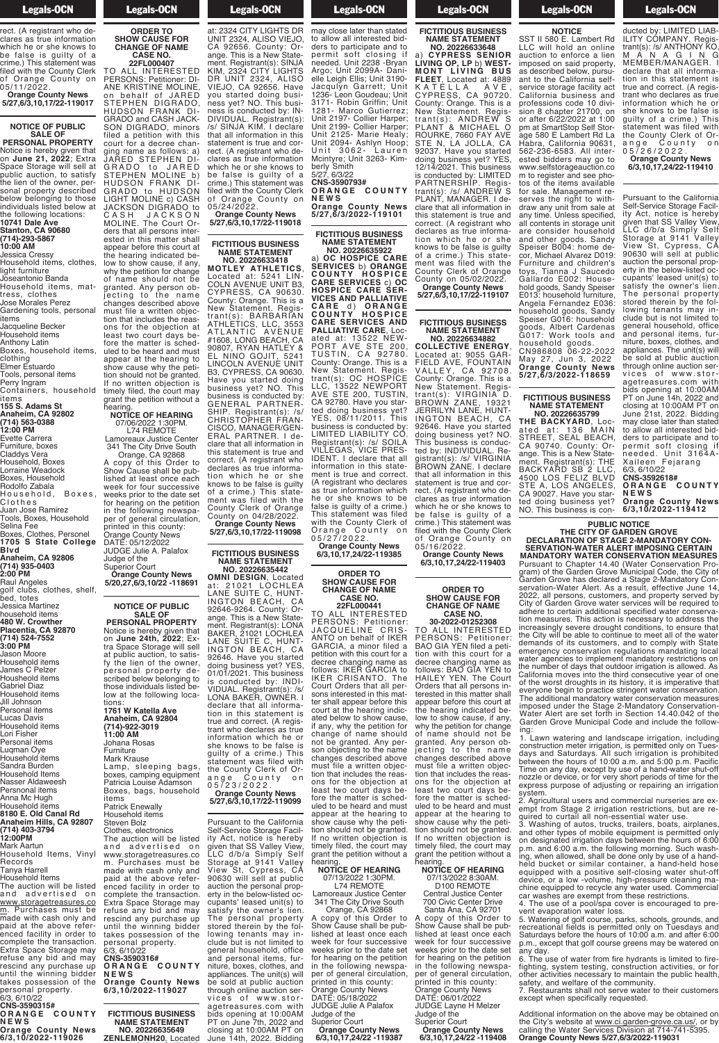rect. (A registrant who declares as true information which he or she knows to be false is guilty of a crime.) This statement was filed with the County Clerk of Orange County on 05/11/2022.

**Orange County News 5/27,6/3,10,17/22-119017**

**NOTICE OF PUBLIC SALE OF PERSONAL PROPERTY**

Notice is hereby given that on **June 21, 2022**; Extra Space Storage will sell at public auction, to satisfy the lien of the owner, personal property described below belonging to those individuals listed below at the following locations:

**10741 Dale Ave Stanton, CA 90680 (714)-293-5867 10:00 AM**

Jessica Cressy
Household items, clothes, light furniture
Joseantonio Banda
Household items, mattress, clothes
Jose Morales Perez
Gardening tools, personal items
Jacqueline Becker
Household items
Anthony Latin
Boxes, household items, clothing
Elmer Estuardo
Tools, personal items
Perry Ingram
Containers, household items

**155 S. Adams St Anaheim, CA 92802 (714) 563-0388 12:00 PM**

Evette Carrera
Furniture, boxes
Claddys Vera
Household, Boxes
Lorraine Weadock
Boxes, Household
Rodolfo Zabala
Household, Boxes, Clothes
Juan Jose Ramirez
Tools, Boxes, Household
Selina Fee
Boxes, Clothes, Personel

**1705 S State College Blvd Anaheim, CA 92806 (714) 935-0403 2:00 PM**

Raul Angeles
golf clubs, clothes, shelf, bed, totes
Jessica Martinez
household items

**480 W. Crowther Placentia, CA 92870 (714) 524-7552 3:00 PM**

Jason Moore
Household items
James C Pelzer
Housheold items
Gabriel Diaz
Household items
Jill Johnson
Personal items
Lucas Davis
Household items
Lori Fisher
Personal items
Luqman Oye
Household items
Sandra Burden
Household Items
Nasser Aldaweesh
Persnonal items
Anna Mc Hugh
Household items

**8180 E. Old Canal Rd Anaheim Hills, CA 92807 (714) 403-3794 12:00PM**

Mark Aartun
Household Items, Vinyl Records
Tanya Harrell
Household Items

The auction will be listed and advertised on www.storagetreasures.com. Purchases must be made with cash only and paid at the above referenced facility in order to complete the transaction. Extra Space Storage may refuse any bid and may rescind any purchase up until the winning bidder takes possession of the personal property.
6/3, 6/10/22
**CNS-3590315#**
**ORANGE COUNTY NEWS**
**Orange County News 6/3,10/2022-119026**

**ORDER TO SHOW CAUSE FOR CHANGE OF NAME CASE NO. 22FL000407**

TO ALL INTERESTED PERSONS: Petitioner: DIANE KRISTINE MOLINE on behalf of JARED STEPHEN DIGRADO, HUDSON FRANK DIGRADO and CASH JACKSON DIGRADO, minors filed a petition with this court for a decree changing names as follows: a) JARED STEPHEN DIGRADO to JARED STEPHEN MOLINE b) HUDSON FRANK DIGRADO to HUDSON LIGHT MOLINE c) CASH JACKSON DIGRADO to CASH JACKSON MOLINE. The Court Orders that all persons interested in this matter shall appear before this court at the hearing indicated below to show cause, if any, why the petition for change of name should not be granted. Any person objecting to the name changes described above must file a written objection that includes the reasons for the objection at least two court days before the matter is scheduled to be heard and must appear at the hearing to show cause why the petition should not be granted. If no written objection is timely filed, the court may grant the petition without a hearing.

**NOTICE OF HEARING**
07/06/2022 1:30PM.
L74 REMOTE
Lamoreaux Justice Center
341 The City Drive South
Orange, CA 92868

A copy of this Order to Show Cause shall be published at least once each week for four successive weeks prior to the date set for hearing on the petition in the following newspaper of general circulation, printed in this county: Orange County News
DATE: 05/12/2022
JUDGE Julie A. Palafox
Judge of the Superior Court
**Orange County News 5/20,27,6/3,10/22 -118691**

**NOTICE OF PUBLIC SALE OF PERSONAL PROPERTY**

Notice is hereby given that on **June 24th, 2022**; Extra Space Storage will sell at public auction, to satisfy the lien of the owner, personal property described below belonging to those individuals listed below at the following locations:

**1761 W Katella Ave Anaheim, CA 92804 (714)-922-3019 11:00 AM**

Johana Rosas
Furniture
Mark Krause
Lamp, sleeping bags, boxes, camping equipment
Patricia Louise Adamson
Boxes, bags, household items
Patrick Enewally
Household items
Steven Bolz
Clothes, electronics

The auction will be listed and advertised on www.storagetreasures.com. Purchases must be made with cash only and paid at the above referenced facility in order to complete the transaction. Extra Space Storage may refuse any bid and may rescind any purchase up until the winning bidder takes possession of the personal property.
6/3, 6/10/22
**CNS-3590316#**
**ORANGE COUNTY NEWS**
**Orange County News 6/3,10/2022-119027**

**FICTITIOUS BUSINESS NAME STATEMENT NO. 20226635649**
**ZENLEMONH20**, Located at: 2324 CITY LIGHTS DR UNIT 2324, ALISO VIEJO, CA 92656. County: Orange. This is a New Statement. Registrant(s): SINJA KIM, 2324 CITY LIGHTS DR UNIT 2324, ALISO VIEJO, CA 92656. Have you started doing business yet? NO. This business is conducted by: INDIVIDUAL. Registrant(s): /s/ SINJA KIM. I declare that all information in this statement is true and correct. (A registrant who declares as true information which he or she knows to be false is guilty of a crime.) This statement was filed with the County Clerk of Orange County on 05/24/2022.

**Orange County News 5/27,6/3,10,17/22-119018**

**FICTITIOUS BUSINESS NAME STATEMENT NO. 20226633418**
**MOTLEY ATHLETICS**, Located at: 5241 LINCOLN AVENUE UNIT B3, CYPRESS, CA 90630. County: Orange. This is a New Statement. Registrant(s): BARBARIAN ATHLETICS, LLC, 3553 ATLANTIC AVENUE #1608, LONG BEACH, CA 90807, RYAN HATLEY & EL NINO GOJIT, 5241 LINCOLN AVENUE UNIT B3, CYPRESS, CA 90630. Have you started doing business yet? NO. This business is conducted by: GENERAL PARTNERSHIP. Registrant(s): /s/ CHRISTOPHER FRANCISCO, MANAGER/GENERAL PARTNER. I declare that all information in this statement is true and correct. (A registrant who declares as true information which he or she knows to be false is guilty of a crime.) This statement was filed with the County Clerk of Orange County on 04/28/2022.

**Orange County News 5/27,6/3,10,17/22-119098**

**FICTITIOUS BUSINESS NAME STATEMENT NO. 20226635442**
**OMNI DESIGN**, Located at: 21021 LOCHLEA LANE SUITE C, HUNTINGTON BEACH, CA 92646-9264. County: Orange. This is a New Statement. Registrant(s): LONA BAKER, 21021 LOCHLEA LANE SUITE C, HUNTINGTON BEACH, CA 92646. Have you started doing business yet? YES, 01/01/2021. This business is conducted by: INDIVIDUAL. Registrant(s): /s/ LONA BAKER, OWNER. I declare that all information in this statement is true and correct. (A registrant who declares as true information which he or she knows to be false is guilty of a crime.) This statement was filed with the County Clerk of Orange County on 05/23/2022.

**Orange County News 5/27,6/3,10,17/22-119099**

Pursuant to the California Self-Service Storage Facility Act, notice is hereby given that SS Valley View, LLC d/b/a Simply Self Storage at 9141 Valley View St, Cypress, CA 90630 will sell at public auction the personal property in the below-listed occupants' leased unit(s) to satisfy the owner's lien. The personal property stored therein by the following tenants may include but is not limited to general household, office and personal items, furniture, boxes, clothes, and appliances. The unit(s) will be sold at public auction through online auction services of www.storagetreasures.com with bids opening at 10:00AM PT on June 7th, 2022 and closing at 10:00AM PT on June 14th, 2022. Bidding may close later than stated to allow all interested bidders to participate and to permit soft closing if needed. Unit 2238 -Bryan Argo; Unit 2099A- Danielle Leigh Ellis; Unit 3190- Jacqulyn Garrett; Unit 1236- Leon Goudeau; Unit 3171- Robin Griffin; Unit 1281- Marco Gutierrez; Unit 2197- Collier Harper; Unit 2199- Collier Harper; Unit 2125- Marie Healy; Unit 2094- Ashlyn Hoop; Unit 3062- Lauren Mcintyre; Unit 3263- Kimberly Smith
5/27, 6/3/22
**CNS-3590793#**
**ORANGE COUNTY NEWS**
**Orange County News 5/27,6/3/2022-119101**

**FICTITIOUS BUSINESS NAME STATEMENT NO. 20226635922**
a) **OC HOSPICE CARE SERVICES** b) **ORANGE COUNTY HOSPICE CARE SERVICES** c) **OC HOSPICE CARE SERVICES AND PALLIATIVE CARE** d) **ORANGE COUNTY HOSPICE CARE SERVICES AND PALLIATIVE CARE**, Located at: 13522 NEWPORT AVE STE 200, TUSTIN, CA 92780. County: Orange. This is a New Statement. Registrant(s): OC HOSPICE LLC, 13522 NEWPORT AVE STE 200, TUSTIN, CA 92780. Have you started doing business yet? YES, 08/11/2011. This business is conducted by: LIMITED LIABILITY CO. Registrant(s): /s/ SOILA VILLEGAS, VICE PRESIDENT. I declare that all information in this statement is true and correct. (A registrant who declares as true information which he or she knows to be false is guilty of a crime.) This statement was filed with the County Clerk of Orange County on 05/27/2022.

**Orange County News 6/3,10,17,24/22-119385**

**ORDER TO SHOW CAUSE FOR CHANGE OF NAME CASE NO. 22FL000441**

TO ALL INTERESTED PERSONS: Petitioner: JACQUELINE CRISANTO on behalf of IKER GARCIA, a minor filed a petition with this court for a decree changing name as follows: IKER GARCIA to IKER CRISANTO. The Court Orders that all persons interested in this matter shall appear before this court at the hearing indicated below to show cause, if any, why the petition for change of name should not be granted. Any person objecting to the name changes described above must file a written objection that includes the reasons for the objection at least two court days before the matter is scheduled to be heard and must appear at the hearing to show cause why the petition should not be granted. If no written objection is timely filed, the court may grant the petition without a hearing.

**NOTICE OF HEARING**
07/13/2022 1:30PM.
L74 REMOTE
Lamoreaux Justice Center
341 The City Drive South
Orange, CA 92868

A copy of this Order to Show Cause shall be published at least once each week for four successive weeks prior to the date set for hearing on the petition in the following newspaper of general circulation, printed in this county: Orange County News
DATE: 05/18/2022
JUDGE Julie A Palafox
Judge of the Superior Court
**Orange County News 6/3,10,17,24/22 -119387**

**FICTITIOUS BUSINESS NAME STATEMENT NO. 20226633648**
a) **CYPRESS SENIOR LIVING OP, LP** b) **WESTMONT LIVING BUS FLEET**, Located at: 4889 KATELLA AVE, CYPRESS, CA 90720. County: Orange. This is a New Statement. Registrant(s): ANDREW S PLANT & MICHAEL O ROURKE, 7660 FAY AVE STE N, LA JOLLA, CA 92037. Have you started doing business yet? YES, 12/14/2021. This business is conducted by: LIMITED PARTNERSHIP. Registrant(s): /s/ ANDREW S PLANT, MANAGER. I declare that all information in this statement is true and correct. (A registrant who declares as true information which he or she knows to be false is guilty of a crime.) This statement was filed with the County Clerk of Orange County on 05/02/2022.

**Orange County News 5/27,6/3,10,17/22-119107**

**FICTITIOUS BUSINESS NAME STATEMENT NO. 20226634882**
**COLLECTIVE ENERGY**, Located at: 9055 GARFIELD AVE, FOUNTAIN VALLEY, CA 92708. County: Orange. This is a New Statement. Registrant(s): VIRGINIA D. BROWN ZANE, 19321 JERRILYN LANE, HUNTINGTON BEACH, CA 92646. Have you started doing business yet? NO. This business is conducted by: INDIVIDUAL. Registrant(s): /s/ VIRGINIA BROWN ZANE. I declare that all information in this statement is true and correct. (A registrant who declares as true information which he or she knows to be false is guilty of a crime.) This statement was filed with the County Clerk of Orange County on 05/16/2022.

**Orange County News 6/3,10,17,24/22-119403**

**ORDER TO SHOW CAUSE FOR CHANGE OF NAME CASE NO. 30-2022-01252308**

TO ALL INTERESTED PERSONS: Petitioner: BAO GIA YEN filed a petition with this court for a decree changing name as follows: BAO GIA YEN to HAILEY YEN. The Court Orders that all persons interested in this matter shall appear before this court at the hearing indicated below to show cause, if any, why the petition for change of name should not be granted. Any person objecting to the name changes described above must file a written objection that includes the reasons for the objection at least two court days before the matter is scheduled to be heard and must appear at the hearing to show cause why the petition should not be granted. If no written objection is timely filed, the court may grant the petition without a hearing.

**NOTICE OF HEARING**
07/13/2022 8:30AM.
D100 REMOTE
Central Justice Center
700 Civic Center Drive
Santa Ana, CA 92701

A copy of this Order to Show Cause shall be published at least once each week for four successive weeks prior to the date set for hearing on the petition in the following newspaper of general circulation, printed in this county: Orange County News
DATE: 06/01/2022
JUDGE Layne H Melzer
Judge of the Superior Court
**Orange County News 6/3,10,17,24/22 -119408**

**NOTICE**

SST II 580 E. Lambert Rd LLC will hold an online auction to enforce a lien imposed on said property, as described below, pursuant to the California self-service storage facility act California business and professions code 10 division 8 chapter 21700, on or after 6/22/2022 at 1:00 pm at SmartStop Self Storage 580 E Lambert Rd La Habra, California 90631, 562-236-6583. All interested bidders may go to www.selfstorageauction.com to register and see photos of the items available for sale. Management reserves the right to withdraw any unit from sale at any time. Unless specified, all contents in storage unit are consider household and other goods. Sandy Speiser B004: home decor, Michael Alvarez D019: Furniture and children's toys, Tianna J Saucedo Gallardo E002: Household goods, Sandy Speiser E013: household furniture, Angela Fernandez E036: household goods, Sandy Speiser G016: household goods, Albert Cardenas G017: Work tools and household goods.
CN986808 06-22-2022
May 27, Jun 3, 2022
**Orange County News 5/27,6/3/2022-118659**

**FICTITIOUS BUSINESS NAME STATEMENT NO. 20226635799**
**THE BACKYARD**, Located at: 136 MAIN STREET, SEAL BEACH, CA 90740. County: Orange. This is a New Statement. Registrant(s): THE BACKYARD SB 2 LLC, 4500 LOS FELIZ BLVD STE A, LOS ANGELES, CA 90027. Have you started doing business yet? NO. This business is conducted by: LIMITED LIABILITY COMPANY. Registrant(s): /s/ ANTHONY KO, MANAGING MEMBER/MANAGER. I declare that all information in this statement is true and correct. (A registrant who declares as true information which he or she knows to be false is guilty of a crime.) This statement was filed with the County Clerk of Orange County on 05/26/2022.

**Orange County News 6/3,10,17,24/22-119410**

Pursuant to the California Self-Service Storage Facility Act, notice is hereby given that SS Valley View, LLC d/b/a Simply Self Storage at 9141 Valley View St, Cypress, CA 90630 will sell at public auction the personal property in the below-listed occupants' leased unit(s) to satisfy the owner's lien. The personal property stored therein by the following tenants may include but is not limited to general household, office and personal items, furniture, boxes, clothes, and appliances. The unit(s) will be sold at public auction through online auction services of www.storagetreasures.com with bids opening at 10:00AM PT on June 14th, 2022 and closing at 10:00AM PT on June 21st, 2022. Bidding may close later than stated to allow all interested bidders to participate and to permit soft closing if needed. Unit 3164A- Xaileen Fejarang
6/3, 6/10/22
**CNS-3592618#**
**ORANGE COUNTY NEWS**
**Orange County News 6/3,10/2022-119412**

**PUBLIC NOTICE**
**THE CITY OF GARDEN GROVE**
**DECLARATION OF STAGE 2-MANDATORY CONSERVATION-WATER ALERT IMPOSING CERTAIN MANDATORY WATER CONSERVATION MEASURES**

Pursuant to Chapter 14.40 (Water Conservation Program) of the Garden Grove Municipal Code, the City of Garden Grove has declared a Stage 2-Mandatory Conservation-Water Alert. As a result, effective June 14, 2022, all persons, customers, and property served by City of Garden Grove water services will be required to adhere to certain additional specified water conservation measures. This action is necessary to address the increasingly severe drought conditions, to ensure that the City will be able to continue to meet all of the water demands of its customers, and to comply with State emergency conservation regulations mandating local water agencies to implement mandatory restrictions on the number of days that outdoor irrigation is allowed. As California moves into the third consecutive year of one of the worst droughts in its history, it is imperative that everyone begin to practice stringent water conservation. The additional mandatory water conservation measures imposed under the Stage 2-Mandatory Conservation-Water Alert are set forth in Section 14.40.042 of the Garden Grove Municipal Code and include the following:

1. Lawn watering and landscape irrigation, including construction meter irrigation, is permitted only on Tuesdays and Saturdays. All such irrigation is prohibited between the hours of 10:00 a.m. and 5:00 p.m. Pacific Time on any day, except by use of a hand-water shut-off nozzle or device, or for very short periods of time for the express purpose of adjusting or repairing an irrigation system.
2. Agricultural users and commercial nurseries are exempt from Stage 2 irrigation restrictions, but are required to curtail all non-essential water use.
3. Washing of autos, trucks, trailers, boats, airplanes, and other types of mobile equipment is permitted only on designated irrigation days between the hours of 6:00 p.m. and 6:00 a.m. the following morning. Such washing, when allowed, shall be done only by use of a handheld bucket or similar container, a hand-held hose equipped with a positive self-closing water shut-off device, or a low -volume, high-pressure cleaning machine equipped to recycle any water used. Commercial car washes are exempt from these restrictions.
4. The use of a pool/spa cover is encouraged to prevent evaporation water loss.
5. Watering of golf course, parks, schools, grounds, and recreational fields is permitted only on Tuesdays and Saturdays before the hours of 10:00 a.m. and after 6:00 p.m., except that golf course greens may be watered on any day.
6. The use of water from fire hydrants is limited to firefighting, system testing, construction activities, or for other activities necessary to maintain the public health, safety, and welfare of the community.
7. Restaurants shall not serve water to their customers except when specifically requested.

Additional information on the above may be obtained on the City's website at www.ci.garden-grove.ca.us/, or by calling the Water Services Division at 714-741-5395.
**Orange County News 5/27,6/3/2022-119031**